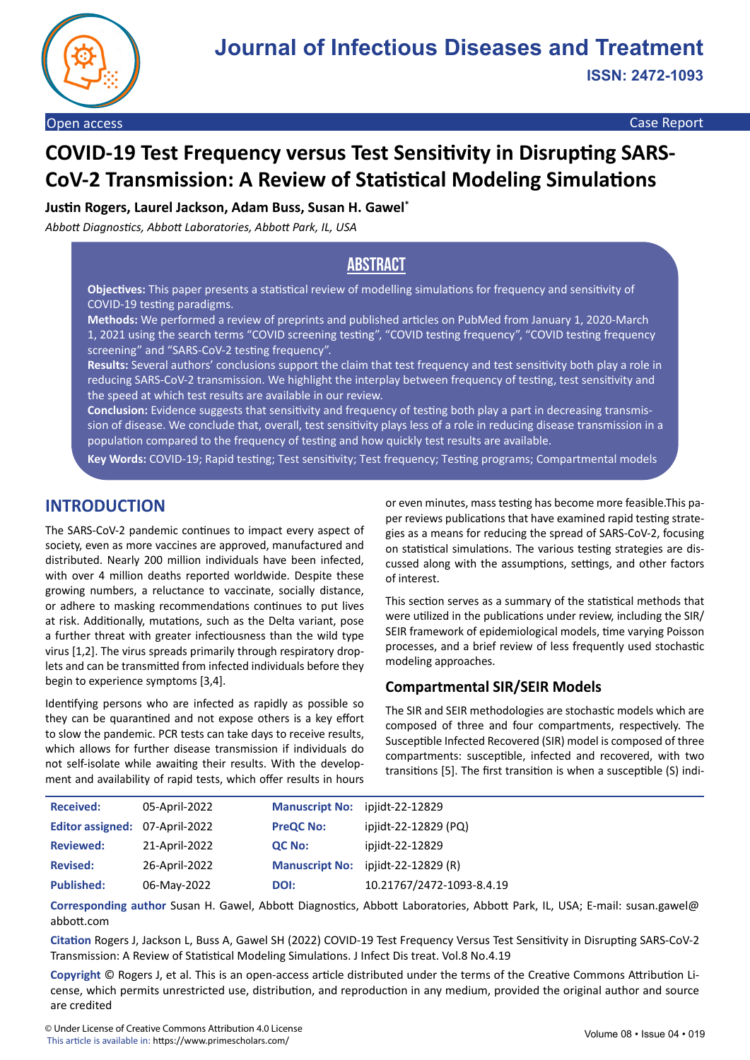Open access | Case Report

# COVID-19 Test Frequency versus Test Sensitivity in Disrupting SARS-CoV-2 Transmission: A Review of Statistical Modeling Simulations

**Justin Rogers, Laurel Jackson, Adam Buss, Susan H. Gawel***

*Abbott Diagnostics, Abbott Laboratories, Abbott Park, IL, USA*

## ABSTRACT

**Objectives:** This paper presents a statistical review of modelling simulations for frequency and sensitivity of COVID-19 testing paradigms.

**Methods:** We performed a review of preprints and published articles on PubMed from January 1, 2020-March 1, 2021 using the search terms "COVID screening testing", "COVID testing frequency", "COVID testing frequency screening" and "SARS-CoV-2 testing frequency".

**Results:** Several authors' conclusions support the claim that test frequency and test sensitivity both play a role in reducing SARS-CoV-2 transmission. We highlight the interplay between frequency of testing, test sensitivity and the speed at which test results are available in our review.

**Conclusion:** Evidence suggests that sensitivity and frequency of testing both play a part in decreasing transmission of disease. We conclude that, overall, test sensitivity plays less of a role in reducing disease transmission in a population compared to the frequency of testing and how quickly test results are available.

**Key Words:** COVID-19; Rapid testing; Test sensitivity; Test frequency; Testing programs; Compartmental models

## INTRODUCTION

The SARS-CoV-2 pandemic continues to impact every aspect of society, even as more vaccines are approved, manufactured and distributed. Nearly 200 million individuals have been infected, with over 4 million deaths reported worldwide. Despite these growing numbers, a reluctance to vaccinate, socially distance, or adhere to masking recommendations continues to put lives at risk. Additionally, mutations, such as the Delta variant, pose a further threat with greater infectiousness than the wild type virus [1,2]. The virus spreads primarily through respiratory droplets and can be transmitted from infected individuals before they begin to experience symptoms [3,4].

Identifying persons who are infected as rapidly as possible so they can be quarantined and not expose others is a key effort to slow the pandemic. PCR tests can take days to receive results, which allows for further disease transmission if individuals do not self-isolate while awaiting their results. With the development and availability of rapid tests, which offer results in hours or even minutes, mass testing has become more feasible.This paper reviews publications that have examined rapid testing strategies as a means for reducing the spread of SARS-CoV-2, focusing on statistical simulations. The various testing strategies are discussed along with the assumptions, settings, and other factors of interest.

This section serves as a summary of the statistical methods that were utilized in the publications under review, including the SIR/SEIR framework of epidemiological models, time varying Poisson processes, and a brief review of less frequently used stochastic modeling approaches.

### Compartmental SIR/SEIR Models

The SIR and SEIR methodologies are stochastic models which are composed of three and four compartments, respectively. The Susceptible Infected Recovered (SIR) model is composed of three compartments: susceptible, infected and recovered, with two transitions [5]. The first transition is when a susceptible (S) indi-

| | | | |
|---|---|---|---|
| **Received:** | 05-April-2022 | **Manuscript No:** | ipjidt-22-12829 |
| **Editor assigned:** | 07-April-2022 | **PreQC No:** | ipjidt-22-12829 (PQ) |
| **Reviewed:** | 21-April-2022 | **QC No:** | ipjidt-22-12829 |
| **Revised:** | 26-April-2022 | **Manuscript No:** | ipjidt-22-12829 (R) |
| **Published:** | 06-May-2022 | **DOI:** | 10.21767/2472-1093-8.4.19 |

**Corresponding author** Susan H. Gawel, Abbott Diagnostics, Abbott Laboratories, Abbott Park, IL, USA; E-mail: susan.gawel@abbott.com

**Citation** Rogers J, Jackson L, Buss A, Gawel SH (2022) COVID-19 Test Frequency Versus Test Sensitivity in Disrupting SARS-CoV-2 Transmission: A Review of Statistical Modeling Simulations. J Infect Dis treat. Vol.8 No.4.19

**Copyright** © Rogers J, et al. This is an open-access article distributed under the terms of the Creative Commons Attribution License, which permits unrestricted use, distribution, and reproduction in any medium, provided the original author and source are credited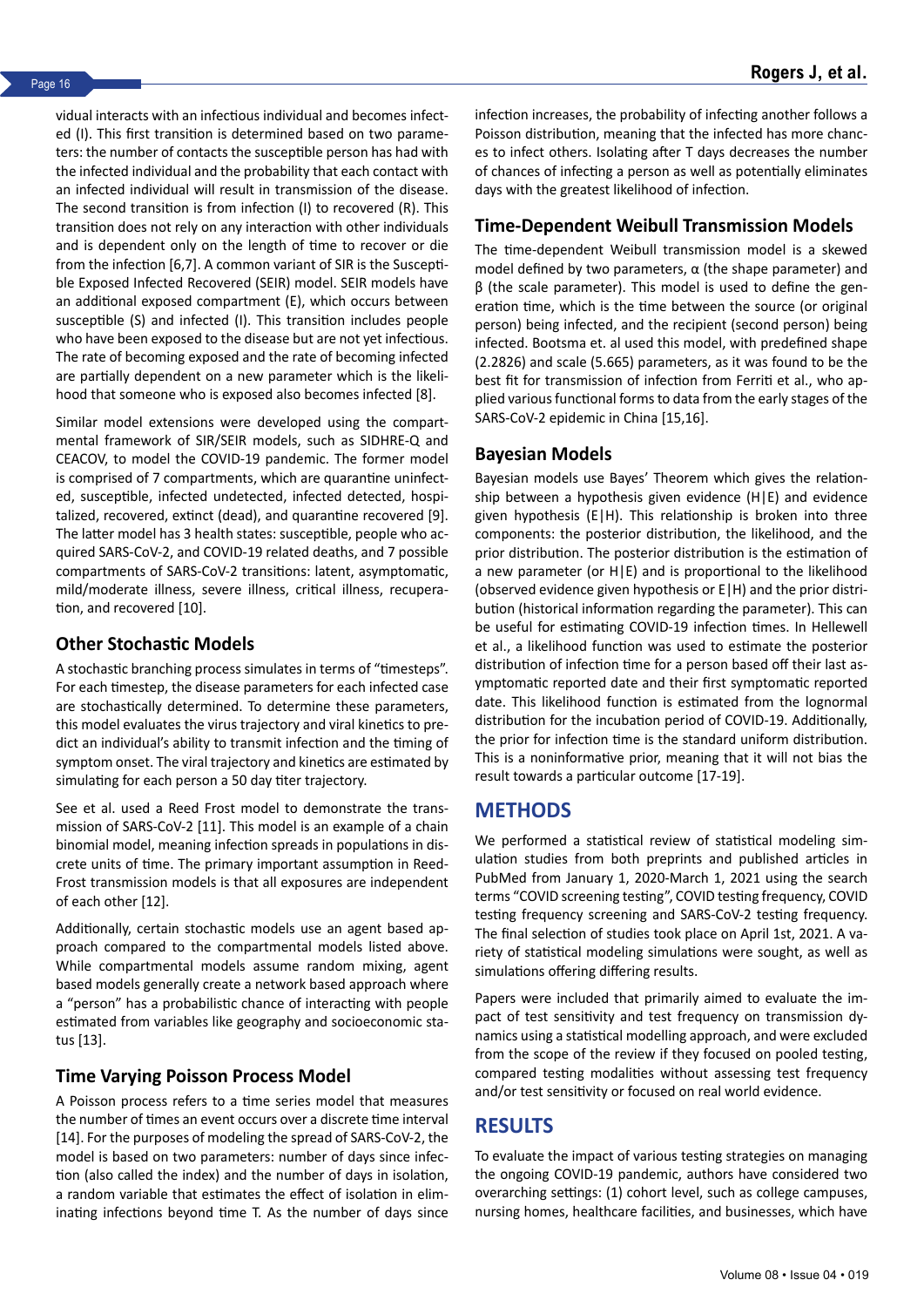vidual interacts with an infectious individual and becomes infected (I). This first transition is determined based on two parameters: the number of contacts the susceptible person has had with the infected individual and the probability that each contact with an infected individual will result in transmission of the disease. The second transition is from infection (I) to recovered (R). This transition does not rely on any interaction with other individuals and is dependent only on the length of time to recover or die from the infection [6,7]. A common variant of SIR is the Susceptible Exposed Infected Recovered (SEIR) model. SEIR models have an additional exposed compartment (E), which occurs between susceptible (S) and infected (I). This transition includes people who have been exposed to the disease but are not yet infectious. The rate of becoming exposed and the rate of becoming infected are partially dependent on a new parameter which is the likelihood that someone who is exposed also becomes infected [8].

Similar model extensions were developed using the compartmental framework of SIR/SEIR models, such as SIDHRE-Q and CEACOV, to model the COVID-19 pandemic. The former model is comprised of 7 compartments, which are quarantine uninfected, susceptible, infected undetected, infected detected, hospitalized, recovered, extinct (dead), and quarantine recovered [9]. The latter model has 3 health states: susceptible, people who acquired SARS-CoV-2, and COVID-19 related deaths, and 7 possible compartments of SARS-CoV-2 transitions: latent, asymptomatic, mild/moderate illness, severe illness, critical illness, recuperation, and recovered [10].

## Other Stochastic Models

A stochastic branching process simulates in terms of "timesteps". For each timestep, the disease parameters for each infected case are stochastically determined. To determine these parameters, this model evaluates the virus trajectory and viral kinetics to predict an individual's ability to transmit infection and the timing of symptom onset. The viral trajectory and kinetics are estimated by simulating for each person a 50 day titer trajectory.

See et al. used a Reed Frost model to demonstrate the transmission of SARS-CoV-2 [11]. This model is an example of a chain binomial model, meaning infection spreads in populations in discrete units of time. The primary important assumption in Reed-Frost transmission models is that all exposures are independent of each other [12].

Additionally, certain stochastic models use an agent based approach compared to the compartmental models listed above. While compartmental models assume random mixing, agent based models generally create a network based approach where a "person" has a probabilistic chance of interacting with people estimated from variables like geography and socioeconomic status [13].

## Time Varying Poisson Process Model

A Poisson process refers to a time series model that measures the number of times an event occurs over a discrete time interval [14]. For the purposes of modeling the spread of SARS-CoV-2, the model is based on two parameters: number of days since infection (also called the index) and the number of days in isolation, a random variable that estimates the effect of isolation in eliminating infections beyond time T. As the number of days since infection increases, the probability of infecting another follows a Poisson distribution, meaning that the infected has more chances to infect others. Isolating after T days decreases the number of chances of infecting a person as well as potentially eliminates days with the greatest likelihood of infection.

## Time-Dependent Weibull Transmission Models

The time-dependent Weibull transmission model is a skewed model defined by two parameters, α (the shape parameter) and β (the scale parameter). This model is used to define the generation time, which is the time between the source (or original person) being infected, and the recipient (second person) being infected. Bootsma et. al used this model, with predefined shape (2.2826) and scale (5.665) parameters, as it was found to be the best fit for transmission of infection from Ferriti et al., who applied various functional forms to data from the early stages of the SARS-CoV-2 epidemic in China [15,16].

## Bayesian Models

Bayesian models use Bayes' Theorem which gives the relationship between a hypothesis given evidence (H|E) and evidence given hypothesis (E|H). This relationship is broken into three components: the posterior distribution, the likelihood, and the prior distribution. The posterior distribution is the estimation of a new parameter (or H|E) and is proportional to the likelihood (observed evidence given hypothesis or E|H) and the prior distribution (historical information regarding the parameter). This can be useful for estimating COVID-19 infection times. In Hellewell et al., a likelihood function was used to estimate the posterior distribution of infection time for a person based off their last asymptomatic reported date and their first symptomatic reported date. This likelihood function is estimated from the lognormal distribution for the incubation period of COVID-19. Additionally, the prior for infection time is the standard uniform distribution. This is a noninformative prior, meaning that it will not bias the result towards a particular outcome [17-19].

# METHODS

We performed a statistical review of statistical modeling simulation studies from both preprints and published articles in PubMed from January 1, 2020-March 1, 2021 using the search terms "COVID screening testing", COVID testing frequency, COVID testing frequency screening and SARS-CoV-2 testing frequency. The final selection of studies took place on April 1st, 2021. A variety of statistical modeling simulations were sought, as well as simulations offering differing results.

Papers were included that primarily aimed to evaluate the impact of test sensitivity and test frequency on transmission dynamics using a statistical modelling approach, and were excluded from the scope of the review if they focused on pooled testing, compared testing modalities without assessing test frequency and/or test sensitivity or focused on real world evidence.

# RESULTS

To evaluate the impact of various testing strategies on managing the ongoing COVID-19 pandemic, authors have considered two overarching settings: (1) cohort level, such as college campuses, nursing homes, healthcare facilities, and businesses, which have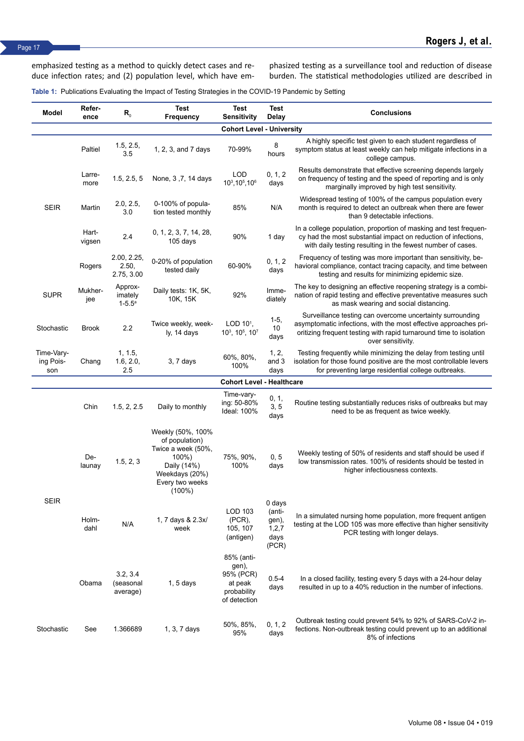emphasized testing as a method to quickly detect cases and reduce infection rates; and (2) population level, which have emphasized testing as a surveillance tool and reduction of disease burden. The statistical methodologies utilized are described in

**Table 1:** Publications Evaluating the Impact of Testing Strategies in the COVID-19 Pandemic by Setting

| Model | Reference | $R_0$ | Test Frequency | Test Sensitivity | Test Delay | Conclusions |
|---|---|---|---|---|---|---|
| | | | | **Cohort Level - University** | | |
| SEIR | Paltiel | 1.5, 2.5, 3.5 | 1, 2, 3, and 7 days | 70-99% | 8 hours | A highly specific test given to each student regardless of symptom status at least weekly can help mitigate infections in a college campus. |
| | Larremore | 1.5, 2.5, 5 | None, 3 ,7, 14 days | LOD $10^3$,$10^5$,$10^6$ | 0, 1, 2 days | Results demonstrate that effective screening depends largely on frequency of testing and the speed of reporting and is only marginally improved by high test sensitivity. |
| | Martin | 2.0, 2.5, 3.0 | 0-100% of population tested monthly | 85% | N/A | Widespread testing of 100% of the campus population every month is required to detect an outbreak when there are fewer than 9 detectable infections. |
| | Hartvigsen | 2.4 | 0, 1, 2, 3, 7, 14, 28, 105 days | 90% | 1 day | In a college population, proportion of masking and test frequency had the most substantial impact on reduction of infections, with daily testing resulting in the fewest number of cases. |
| | Rogers | 2.00, 2.25, 2.50, 2.75, 3.00 | 0-20% of population tested daily | 60-90% | 0, 1, 2 days | Frequency of testing was more important than sensitivity, behavioral compliance, contact tracing capacity, and time between testing and results for minimizing epidemic size. |
| SUPR | Mukherjee | Approximately 1-5.5[a] | Daily tests: 1K, 5K, 10K, 15K | 92% | Immediately | The key to designing an effective reopening strategy is a combination of rapid testing and effective preventative measures such as mask wearing and social distancing. |
| Stochastic | Brook | 2.2 | Twice weekly, weekly, 14 days | LOD $10^1$, $10^3$, $10^5$, $10^7$ | 1-5, 10 days | Surveillance testing can overcome uncertainty surrounding asymptomatic infections, with the most effective approaches prioritizing frequent testing with rapid turnaround time to isolation over sensitivity. |
| Time-Varying Poisson | Chang | 1, 1.5, 1.6, 2.0, 2.5 | 3, 7 days | 60%, 80%, 100% | 1, 2, and 3 days | Testing frequently while minimizing the delay from testing until isolation for those found positive are the most controllable levers for preventing large residential college outbreaks. |
| | | | | **Cohort Level - Healthcare** | | |
| SEIR | Chin | 1.5, 2, 2.5 | Daily to monthly | Time-varying: 50-80% Ideal: 100% | 0, 1, 3, 5 days | Routine testing substantially reduces risks of outbreaks but may need to be as frequent as twice weekly. |
| | Delaunay | 1.5, 2, 3 | Weekly (50%, 100% of population) Twice a week (50%, 100%) Daily (14%) Weekdays (20%) Every two weeks (100%) | 75%, 90%, 100% | 0, 5 days | Weekly testing of 50% of residents and staff should be used if low transmission rates. 100% of residents should be tested in higher infectiousness contexts. |
| | Holmdahl | N/A | 1, 7 days & 2.3x/week | LOD 103 (PCR), 105, 107 (antigen) | 0 days (antigen), 1,2,7 days (PCR) | In a simulated nursing home population, more frequent antigen testing at the LOD 105 was more effective than higher sensitivity PCR testing with longer delays. |
| | Obama | 3.2, 3.4 (seasonal average) | 1, 5 days | 85% (antigen), 95% (PCR) at peak probability of detection | 0.5-4 days | In a closed facility, testing every 5 days with a 24-hour delay resulted in up to a 40% reduction in the number of infections. |
| Stochastic | See | 1.366689 | 1, 3, 7 days | 50%, 85%, 95% | 0, 1, 2 days | Outbreak testing could prevent 54% to 92% of SARS-CoV-2 infections. Non-outbreak testing could prevent up to an additional 8% of infections |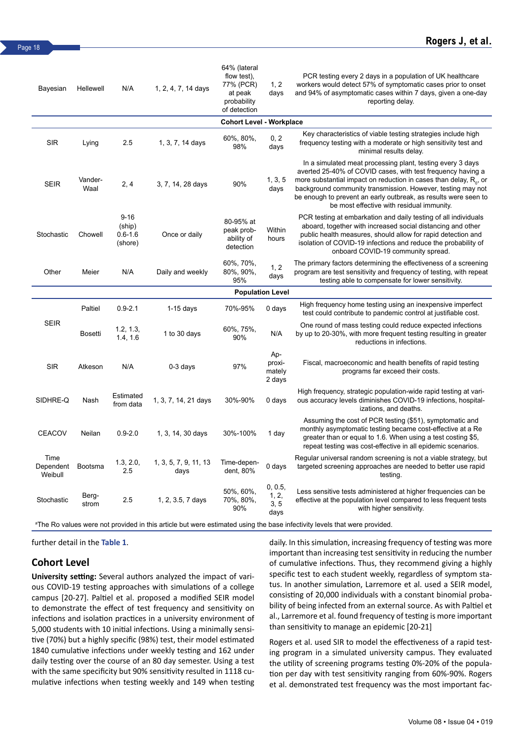| | | | | | | |
|---|---|---|---|---|---|---|
| Bayesian | Hellewell | N/A | 1, 2, 4, 7, 14 days | 64% (lateral flow test), 77% (PCR) at peak probability of detection | 1, 2 days | PCR testing every 2 days in a population of UK healthcare workers would detect 57% of symptomatic cases prior to onset and 94% of asymptomatic cases within 7 days, given a one-day reporting delay. |
| **Cohort Level - Workplace** | | | | | | |
| SIR | Lying | 2.5 | 1, 3, 7, 14 days | 60%, 80%, 98% | 0, 2 days | Key characteristics of viable testing strategies include high frequency testing with a moderate or high sensitivity test and minimal results delay. |
| SEIR | Vander-Waal | 2, 4 | 3, 7, 14, 28 days | 90% | 1, 3, 5 days | In a simulated meat processing plant, testing every 3 days averted 25-40% of COVID cases, with test frequency having a more substantial impact on reduction in cases than delay, $R_0$, or background community transmission. However, testing may not be enough to prevent an early outbreak, as results were seen to be most effective with residual immunity. |
| Stochastic | Chowell | 9-16 (ship) 0.6-1.6 (shore) | Once or daily | 80-95% at peak probability of detection | Within hours | PCR testing at embarkation and daily testing of all individuals aboard, together with increased social distancing and other public health measures, should allow for rapid detection and isolation of COVID-19 infections and reduce the probability of onboard COVID-19 community spread. |
| Other | Meier | N/A | Daily and weekly | 60%, 70%, 80%, 90%, 95% | 1, 2 days | The primary factors determining the effectiveness of a screening program are test sensitivity and frequency of testing, with repeat testing able to compensate for lower sensitivity. |
| **Population Level** | | | | | | |
| SEIR | Paltiel | 0.9-2.1 | 1-15 days | 70%-95% | 0 days | High frequency home testing using an inexpensive imperfect test could contribute to pandemic control at justifiable cost. |
| | Bosetti | 1.2, 1.3, 1.4, 1.6 | 1 to 30 days | 60%, 75%, 90% | N/A | One round of mass testing could reduce expected infections by up to 20-30%, with more frequent testing resulting in greater reductions in infections. |
| SIR | Atkeson | N/A | 0-3 days | 97% | Approximately 2 days | Fiscal, macroeconomic and health benefits of rapid testing programs far exceed their costs. |
| SIDHRE-Q | Nash | Estimated from data | 1, 3, 7, 14, 21 days | 30%-90% | 0 days | High frequency, strategic population-wide rapid testing at various accuracy levels diminishes COVID-19 infections, hospitalizations, and deaths. |
| CEACOV | Neilan | 0.9-2.0 | 1, 3, 14, 30 days | 30%-100% | 1 day | Assuming the cost of PCR testing ($51), symptomatic and monthly asymptomatic testing became cost-effective at a Re greater than or equal to 1.6. When using a test costing $5, repeat testing was cost-effective in all epidemic scenarios. |
| Time Dependent Weibull | Bootsma | 1.3, 2.0, 2.5 | 1, 3, 5, 7, 9, 11, 13 days | Time-dependent, 80% | 0 days | Regular universal random screening is not a viable strategy, but targeted screening approaches are needed to better use rapid testing. |
| Stochastic | Bergstrom | 2.5 | 1, 2, 3.5, 7 days | 50%, 60%, 70%, 80%, 90% | 0, 0.5, 1, 2, 3, 5 days | Less sensitive tests administered at higher frequencies can be effective at the population level compared to less frequent tests with higher sensitivity. |

[a]The Ro values were not provided in this article but were estimated using the base infectivity levels that were provided.

further detail in the Table 1.

## Cohort Level

**University setting:** Several authors analyzed the impact of various COVID-19 testing approaches with simulations of a college campus [20-27]. Paltiel et al. proposed a modified SEIR model to demonstrate the effect of test frequency and sensitivity on infections and isolation practices in a university environment of 5,000 students with 10 initial infections. Using a minimally sensitive (70%) but a highly specific (98%) test, their model estimated 1840 cumulative infections under weekly testing and 162 under daily testing over the course of an 80 day semester. Using a test with the same specificity but 90% sensitivity resulted in 1118 cumulative infections when testing weekly and 149 when testing daily. In this simulation, increasing frequency of testing was more important than increasing test sensitivity in reducing the number of cumulative infections. Thus, they recommend giving a highly specific test to each student weekly, regardless of symptom status. In another simulation, Larremore et al. used a SEIR model, consisting of 20,000 individuals with a constant binomial probability of being infected from an external source. As with Paltiel et al., Larremore et al. found frequency of testing is more important than sensitivity to manage an epidemic [20-21]

Rogers et al. used SIR to model the effectiveness of a rapid testing program in a simulated university campus. They evaluated the utility of screening programs testing 0%-20% of the population per day with test sensitivity ranging from 60%-90%. Rogers et al. demonstrated test frequency was the most important fac-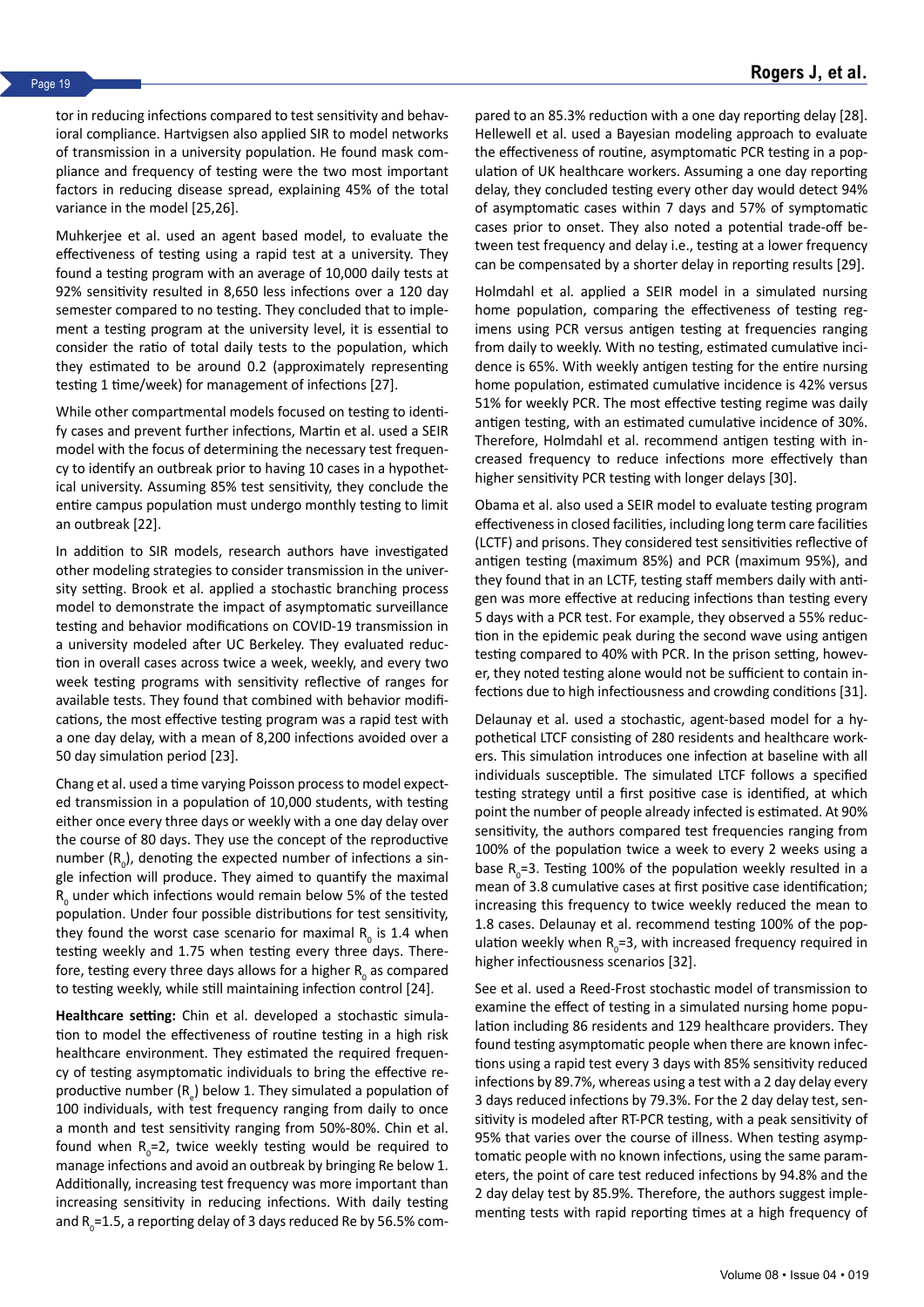tor in reducing infections compared to test sensitivity and behavioral compliance. Hartvigsen also applied SIR to model networks of transmission in a university population. He found mask compliance and frequency of testing were the two most important factors in reducing disease spread, explaining 45% of the total variance in the model [25,26].

Muhkerjee et al. used an agent based model, to evaluate the effectiveness of testing using a rapid test at a university. They found a testing program with an average of 10,000 daily tests at 92% sensitivity resulted in 8,650 less infections over a 120 day semester compared to no testing. They concluded that to implement a testing program at the university level, it is essential to consider the ratio of total daily tests to the population, which they estimated to be around 0.2 (approximately representing testing 1 time/week) for management of infections [27].

While other compartmental models focused on testing to identify cases and prevent further infections, Martin et al. used a SEIR model with the focus of determining the necessary test frequency to identify an outbreak prior to having 10 cases in a hypothetical university. Assuming 85% test sensitivity, they conclude the entire campus population must undergo monthly testing to limit an outbreak [22].

In addition to SIR models, research authors have investigated other modeling strategies to consider transmission in the university setting. Brook et al. applied a stochastic branching process model to demonstrate the impact of asymptomatic surveillance testing and behavior modifications on COVID-19 transmission in a university modeled after UC Berkeley. They evaluated reduction in overall cases across twice a week, weekly, and every two week testing programs with sensitivity reflective of ranges for available tests. They found that combined with behavior modifications, the most effective testing program was a rapid test with a one day delay, with a mean of 8,200 infections avoided over a 50 day simulation period [23].

Chang et al. used a time varying Poisson process to model expected transmission in a population of 10,000 students, with testing either once every three days or weekly with a one day delay over the course of 80 days. They use the concept of the reproductive number ($R_0$), denoting the expected number of infections a single infection will produce. They aimed to quantify the maximal $R_0$ under which infections would remain below 5% of the tested population. Under four possible distributions for test sensitivity, they found the worst case scenario for maximal $R_0$ is 1.4 when testing weekly and 1.75 when testing every three days. Therefore, testing every three days allows for a higher $R_0$ as compared to testing weekly, while still maintaining infection control [24].

**Healthcare setting:** Chin et al. developed a stochastic simulation to model the effectiveness of routine testing in a high risk healthcare environment. They estimated the required frequency of testing asymptomatic individuals to bring the effective reproductive number ($R_e$) below 1. They simulated a population of 100 individuals, with test frequency ranging from daily to once a month and test sensitivity ranging from 50%-80%. Chin et al. found when $R_0$=2, twice weekly testing would be required to manage infections and avoid an outbreak by bringing Re below 1. Additionally, increasing test frequency was more important than increasing sensitivity in reducing infections. With daily testing and $R_0$=1.5, a reporting delay of 3 days reduced Re by 56.5% compared to an 85.3% reduction with a one day reporting delay [28]. Hellewell et al. used a Bayesian modeling approach to evaluate the effectiveness of routine, asymptomatic PCR testing in a population of UK healthcare workers. Assuming a one day reporting delay, they concluded testing every other day would detect 94% of asymptomatic cases within 7 days and 57% of symptomatic cases prior to onset. They also noted a potential trade-off between test frequency and delay i.e., testing at a lower frequency can be compensated by a shorter delay in reporting results [29].

Holmdahl et al. applied a SEIR model in a simulated nursing home population, comparing the effectiveness of testing regimens using PCR versus antigen testing at frequencies ranging from daily to weekly. With no testing, estimated cumulative incidence is 65%. With weekly antigen testing for the entire nursing home population, estimated cumulative incidence is 42% versus 51% for weekly PCR. The most effective testing regime was daily antigen testing, with an estimated cumulative incidence of 30%. Therefore, Holmdahl et al. recommend antigen testing with increased frequency to reduce infections more effectively than higher sensitivity PCR testing with longer delays [30].

Obama et al. also used a SEIR model to evaluate testing program effectiveness in closed facilities, including long term care facilities (LCTF) and prisons. They considered test sensitivities reflective of antigen testing (maximum 85%) and PCR (maximum 95%), and they found that in an LCTF, testing staff members daily with antigen was more effective at reducing infections than testing every 5 days with a PCR test. For example, they observed a 55% reduction in the epidemic peak during the second wave using antigen testing compared to 40% with PCR. In the prison setting, however, they noted testing alone would not be sufficient to contain infections due to high infectiousness and crowding conditions [31].

Delaunay et al. used a stochastic, agent-based model for a hypothetical LCTF consisting of 280 residents and healthcare workers. This simulation introduces one infection at baseline with all individuals susceptible. The simulated LCTF follows a specified testing strategy until a first positive case is identified, at which point the number of people already infected is estimated. At 90% sensitivity, the authors compared test frequencies ranging from 100% of the population twice a week to every 2 weeks using a base $R_0$=3. Testing 100% of the population weekly resulted in a mean of 3.8 cumulative cases at first positive case identification; increasing this frequency to twice weekly reduced the mean to 1.8 cases. Delaunay et al. recommend testing 100% of the population weekly when $R_0$=3, with increased frequency required in higher infectiousness scenarios [32].

See et al. used a Reed-Frost stochastic model of transmission to examine the effect of testing in a simulated nursing home population including 86 residents and 129 healthcare providers. They found testing asymptomatic people when there are known infections using a rapid test every 3 days with 85% sensitivity reduced infections by 89.7%, whereas using a test with a 2 day delay every 3 days reduced infections by 79.3%. For the 2 day delay test, sensitivity is modeled after RT-PCR testing, with a peak sensitivity of 95% that varies over the course of illness. When testing asymptomatic people with no known infections, using the same parameters, the point of care test reduced infections by 94.8% and the 2 day delay test by 85.9%. Therefore, the authors suggest implementing tests with rapid reporting times at a high frequency of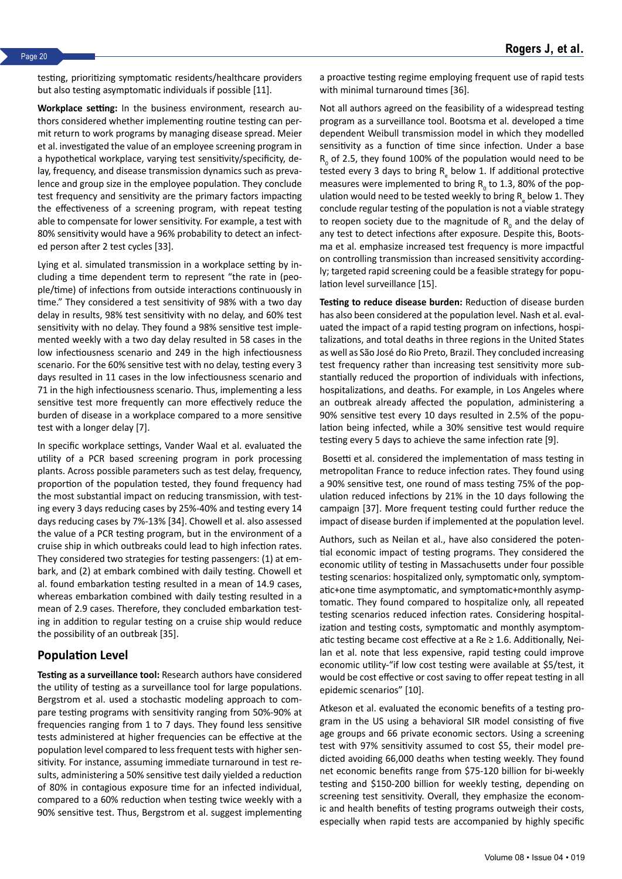testing, prioritizing symptomatic residents/healthcare providers but also testing asymptomatic individuals if possible [11].

**Workplace setting:** In the business environment, research authors considered whether implementing routine testing can permit return to work programs by managing disease spread. Meier et al. investigated the value of an employee screening program in a hypothetical workplace, varying test sensitivity/specificity, delay, frequency, and disease transmission dynamics such as prevalence and group size in the employee population. They conclude test frequency and sensitivity are the primary factors impacting the effectiveness of a screening program, with repeat testing able to compensate for lower sensitivity. For example, a test with 80% sensitivity would have a 96% probability to detect an infected person after 2 test cycles [33].

Lying et al. simulated transmission in a workplace setting by including a time dependent term to represent "the rate in (people/time) of infections from outside interactions continuously in time." They considered a test sensitivity of 98% with a two day delay in results, 98% test sensitivity with no delay, and 60% test sensitivity with no delay. They found a 98% sensitive test implemented weekly with a two day delay resulted in 58 cases in the low infectiousness scenario and 249 in the high infectiousness scenario. For the 60% sensitive test with no delay, testing every 3 days resulted in 11 cases in the low infectiousness scenario and 71 in the high infectiousness scenario. Thus, implementing a less sensitive test more frequently can more effectively reduce the burden of disease in a workplace compared to a more sensitive test with a longer delay [7].

In specific workplace settings, Vander Waal et al. evaluated the utility of a PCR based screening program in pork processing plants. Across possible parameters such as test delay, frequency, proportion of the population tested, they found frequency had the most substantial impact on reducing transmission, with testing every 3 days reducing cases by 25%-40% and testing every 14 days reducing cases by 7%-13% [34]. Chowell et al. also assessed the value of a PCR testing program, but in the environment of a cruise ship in which outbreaks could lead to high infection rates. They considered two strategies for testing passengers: (1) at embark, and (2) at embark combined with daily testing. Chowell et al. found embarkation testing resulted in a mean of 14.9 cases, whereas embarkation combined with daily testing resulted in a mean of 2.9 cases. Therefore, they concluded embarkation testing in addition to regular testing on a cruise ship would reduce the possibility of an outbreak [35].

## Population Level

**Testing as a surveillance tool:** Research authors have considered the utility of testing as a surveillance tool for large populations. Bergstrom et al. used a stochastic modeling approach to compare testing programs with sensitivity ranging from 50%-90% at frequencies ranging from 1 to 7 days. They found less sensitive tests administered at higher frequencies can be effective at the population level compared to less frequent tests with higher sensitivity. For instance, assuming immediate turnaround in test results, administering a 50% sensitive test daily yielded a reduction of 80% in contagious exposure time for an infected individual, compared to a 60% reduction when testing twice weekly with a 90% sensitive test. Thus, Bergstrom et al. suggest implementing a proactive testing regime employing frequent use of rapid tests with minimal turnaround times [36].

Not all authors agreed on the feasibility of a widespread testing program as a surveillance tool. Bootsma et al. developed a time dependent Weibull transmission model in which they modelled sensitivity as a function of time since infection. Under a base $R_0$ of 2.5, they found 100% of the population would need to be tested every 3 days to bring $R_e$ below 1. If additional protective measures were implemented to bring $R_0$ to 1.3, 80% of the population would need to be tested weekly to bring $R_e$ below 1. They conclude regular testing of the population is not a viable strategy to reopen society due to the magnitude of $R_0$ and the delay of any test to detect infections after exposure. Despite this, Bootsma et al. emphasize increased test frequency is more impactful on controlling transmission than increased sensitivity accordingly; targeted rapid screening could be a feasible strategy for population level surveillance [15].

**Testing to reduce disease burden:** Reduction of disease burden has also been considered at the population level. Nash et al. evaluated the impact of a rapid testing program on infections, hospitalizations, and total deaths in three regions in the United States as well as São José do Rio Preto, Brazil. They concluded increasing test frequency rather than increasing test sensitivity more substantially reduced the proportion of individuals with infections, hospitalizations, and deaths. For example, in Los Angeles where an outbreak already affected the population, administering a 90% sensitive test every 10 days resulted in 2.5% of the population being infected, while a 30% sensitive test would require testing every 5 days to achieve the same infection rate [9].

Bosetti et al. considered the implementation of mass testing in metropolitan France to reduce infection rates. They found using a 90% sensitive test, one round of mass testing 75% of the population reduced infections by 21% in the 10 days following the campaign [37]. More frequent testing could further reduce the impact of disease burden if implemented at the population level.

Authors, such as Neilan et al., have also considered the potential economic impact of testing programs. They considered the economic utility of testing in Massachusetts under four possible testing scenarios: hospitalized only, symptomatic only, symptomatic+one time asymptomatic, and symptomatic+monthly asymptomatic. They found compared to hospitalize only, all repeated testing scenarios reduced infection rates. Considering hospitalization and testing costs, symptomatic and monthly asymptomatic testing became cost effective at a Re ≥ 1.6. Additionally, Neilan et al. note that less expensive, rapid testing could improve economic utility-"if low cost testing were available at $5/test, it would be cost effective or cost saving to offer repeat testing in all epidemic scenarios" [10].

Atkeson et al. evaluated the economic benefits of a testing program in the US using a behavioral SIR model consisting of five age groups and 66 private economic sectors. Using a screening test with 97% sensitivity assumed to cost $5, their model predicted avoiding 66,000 deaths when testing weekly. They found net economic benefits range from $75-120 billion for bi-weekly testing and $150-200 billion for weekly testing, depending on screening test sensitivity. Overall, they emphasize the economic and health benefits of testing programs outweigh their costs, especially when rapid tests are accompanied by highly specific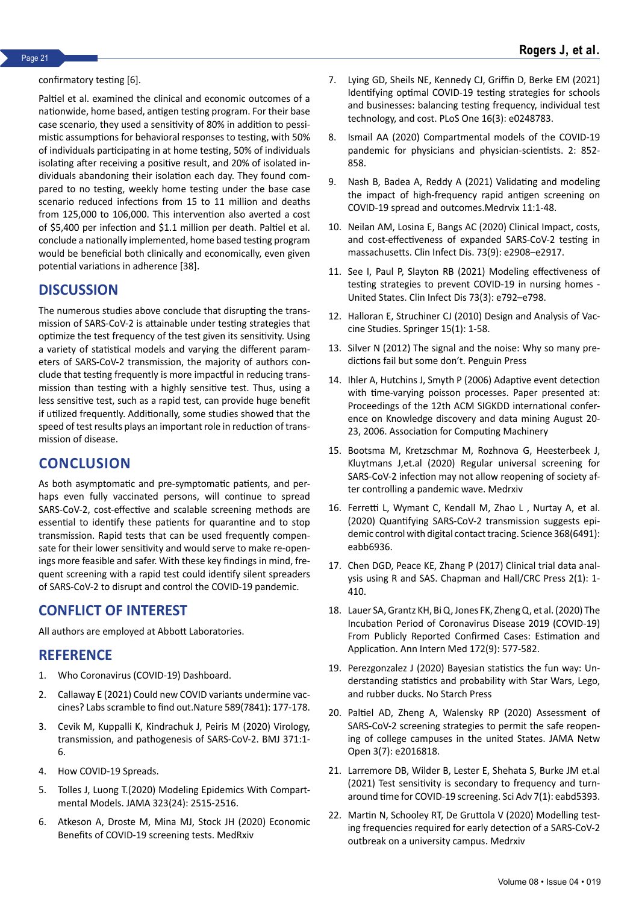confirmatory testing [6].

Paltiel et al. examined the clinical and economic outcomes of a nationwide, home based, antigen testing program. For their base case scenario, they used a sensitivity of 80% in addition to pessimistic assumptions for behavioral responses to testing, with 50% of individuals participating in at home testing, 50% of individuals isolating after receiving a positive result, and 20% of isolated individuals abandoning their isolation each day. They found compared to no testing, weekly home testing under the base case scenario reduced infections from 15 to 11 million and deaths from 125,000 to 106,000. This intervention also averted a cost of $5,400 per infection and $1.1 million per death. Paltiel et al. conclude a nationally implemented, home based testing program would be beneficial both clinically and economically, even given potential variations in adherence [38].

## DISCUSSION

The numerous studies above conclude that disrupting the transmission of SARS-CoV-2 is attainable under testing strategies that optimize the test frequency of the test given its sensitivity. Using a variety of statistical models and varying the different parameters of SARS-CoV-2 transmission, the majority of authors conclude that testing frequently is more impactful in reducing transmission than testing with a highly sensitive test. Thus, using a less sensitive test, such as a rapid test, can provide huge benefit if utilized frequently. Additionally, some studies showed that the speed of test results plays an important role in reduction of transmission of disease.

## CONCLUSION

As both asymptomatic and pre-symptomatic patients, and perhaps even fully vaccinated persons, will continue to spread SARS-CoV-2, cost-effective and scalable screening methods are essential to identify these patients for quarantine and to stop transmission. Rapid tests that can be used frequently compensate for their lower sensitivity and would serve to make re-openings more feasible and safer. With these key findings in mind, frequent screening with a rapid test could identify silent spreaders of SARS-CoV-2 to disrupt and control the COVID-19 pandemic.

## CONFLICT OF INTEREST

All authors are employed at Abbott Laboratories.

## REFERENCE

1. Who Coronavirus (COVID-19) Dashboard.
2. Callaway E (2021) Could new COVID variants undermine vaccines? Labs scramble to find out.Nature 589(7841): 177-178.
3. Cevik M, Kuppalli K, Kindrachuk J, Peiris M (2020) Virology, transmission, and pathogenesis of SARS-CoV-2. BMJ 371:1-6.
4. How COVID-19 Spreads.
5. Tolles J, Luong T.(2020) Modeling Epidemics With Compartmental Models. JAMA 323(24): 2515-2516.
6. Atkeson A, Droste M, Mina MJ, Stock JH (2020) Economic Benefits of COVID-19 screening tests. MedRxiv
7. Lying GD, Sheils NE, Kennedy CJ, Griffin D, Berke EM (2021) Identifying optimal COVID-19 testing strategies for schools and businesses: balancing testing frequency, individual test technology, and cost. PLoS One 16(3): e0248783.
8. Ismail AA (2020) Compartmental models of the COVID-19 pandemic for physicians and physician-scientists. 2: 852-858.
9. Nash B, Badea A, Reddy A (2021) Validating and modeling the impact of high-frequency rapid antigen screening on COVID-19 spread and outcomes.Medrvix 11:1-48.
10. Neilan AM, Losina E, Bangs AC (2020) Clinical Impact, costs, and cost-effectiveness of expanded SARS-CoV-2 testing in massachusetts. Clin Infect Dis. 73(9): e2908–e2917.
11. See I, Paul P, Slayton RB (2021) Modeling effectiveness of testing strategies to prevent COVID-19 in nursing homes - United States. Clin Infect Dis 73(3): e792–e798.
12. Halloran E, Struchiner CJ (2010) Design and Analysis of Vaccine Studies. Springer 15(1): 1-58.
13. Silver N (2012) The signal and the noise: Why so many predictions fail but some don't. Penguin Press
14. Ihler A, Hutchins J, Smyth P (2006) Adaptive event detection with time-varying poisson processes. Paper presented at: Proceedings of the 12th ACM SIGKDD international conference on Knowledge discovery and data mining August 20-23, 2006. Association for Computing Machinery
15. Bootsma M, Kretzschmar M, Rozhnova G, Heesterbeek J, Kluytmans J,et.al (2020) Regular universal screening for SARS-CoV-2 infection may not allow reopening of society after controlling a pandemic wave. Medrxiv
16. Ferretti L, Wymant C, Kendall M, Zhao L , Nurtay A, et al. (2020) Quantifying SARS-CoV-2 transmission suggests epidemic control with digital contact tracing. Science 368(6491): eabb6936.
17. Chen DGD, Peace KE, Zhang P (2017) Clinical trial data analysis using R and SAS. Chapman and Hall/CRC Press 2(1): 1-410.
18. Lauer SA, Grantz KH, Bi Q, Jones FK, Zheng Q, et al. (2020) The Incubation Period of Coronavirus Disease 2019 (COVID-19) From Publicly Reported Confirmed Cases: Estimation and Application. Ann Intern Med 172(9): 577-582.
19. Perezgonzalez J (2020) Bayesian statistics the fun way: Understanding statistics and probability with Star Wars, Lego, and rubber ducks. No Starch Press
20. Paltiel AD, Zheng A, Walensky RP (2020) Assessment of SARS-CoV-2 screening strategies to permit the safe reopening of college campuses in the united States. JAMA Netw Open 3(7): e2016818.
21. Larremore DB, Wilder B, Lester E, Shehata S, Burke JM et.al (2021) Test sensitivity is secondary to frequency and turnaround time for COVID-19 screening. Sci Adv 7(1): eabd5393.
22. Martin N, Schooley RT, De Gruttola V (2020) Modelling testing frequencies required for early detection of a SARS-CoV-2 outbreak on a university campus. Medrxiv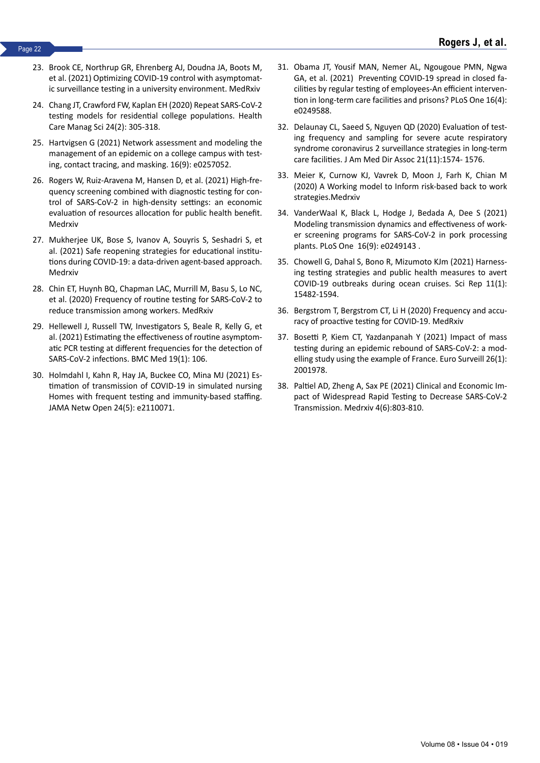23. Brook CE, Northrup GR, Ehrenberg AJ, Doudna JA, Boots M, et al. (2021) Optimizing COVID-19 control with asymptomatic surveillance testing in a university environment. MedRxiv

24. Chang JT, Crawford FW, Kaplan EH (2020) Repeat SARS-CoV-2 testing models for residential college populations. Health Care Manag Sci 24(2): 305-318.

25. Hartvigsen G (2021) Network assessment and modeling the management of an epidemic on a college campus with testing, contact tracing, and masking. 16(9): e0257052.

26. Rogers W, Ruiz-Aravena M, Hansen D, et al. (2021) High-frequency screening combined with diagnostic testing for control of SARS-CoV-2 in high-density settings: an economic evaluation of resources allocation for public health benefit. Medrxiv

27. Mukherjee UK, Bose S, Ivanov A, Souyris S, Seshadri S, et al. (2021) Safe reopening strategies for educational institutions during COVID-19: a data-driven agent-based approach. Medrxiv

28. Chin ET, Huynh BQ, Chapman LAC, Murrill M, Basu S, Lo NC, et al. (2020) Frequency of routine testing for SARS-CoV-2 to reduce transmission among workers. MedRxiv

29. Hellewell J, Russell TW, Investigators S, Beale R, Kelly G, et al. (2021) Estimating the effectiveness of routine asymptomatic PCR testing at different frequencies for the detection of SARS-CoV-2 infections. BMC Med 19(1): 106.

30. Holmdahl I, Kahn R, Hay JA, Buckee CO, Mina MJ (2021) Estimation of transmission of COVID-19 in simulated nursing Homes with frequent testing and immunity-based staffing. JAMA Netw Open 24(5): e2110071.

31. Obama JT, Yousif MAN, Nemer AL, Ngougoue PMN, Ngwa GA, et al. (2021) Preventing COVID-19 spread in closed facilities by regular testing of employees-An efficient intervention in long-term care facilities and prisons? PLoS One 16(4): e0249588.

32. Delaunay CL, Saeed S, Nguyen QD (2020) Evaluation of testing frequency and sampling for severe acute respiratory syndrome coronavirus 2 surveillance strategies in long-term care facilities. J Am Med Dir Assoc 21(11):1574- 1576.

33. Meier K, Curnow KJ, Vavrek D, Moon J, Farh K, Chian M (2020) A Working model to Inform risk-based back to work strategies.Medrxiv

34. VanderWaal K, Black L, Hodge J, Bedada A, Dee S (2021) Modeling transmission dynamics and effectiveness of worker screening programs for SARS-CoV-2 in pork processing plants. PLoS One 16(9): e0249143 .

35. Chowell G, Dahal S, Bono R, Mizumoto KJm (2021) Harnessing testing strategies and public health measures to avert COVID-19 outbreaks during ocean cruises. Sci Rep 11(1): 15482-1594.

36. Bergstrom T, Bergstrom CT, Li H (2020) Frequency and accuracy of proactive testing for COVID-19. MedRxiv

37. Bosetti P, Kiem CT, Yazdanpanah Y (2021) Impact of mass testing during an epidemic rebound of SARS-CoV-2: a modelling study using the example of France. Euro Surveill 26(1): 2001978.

38. Paltiel AD, Zheng A, Sax PE (2021) Clinical and Economic Impact of Widespread Rapid Testing to Decrease SARS-CoV-2 Transmission. Medrxiv 4(6):803-810.